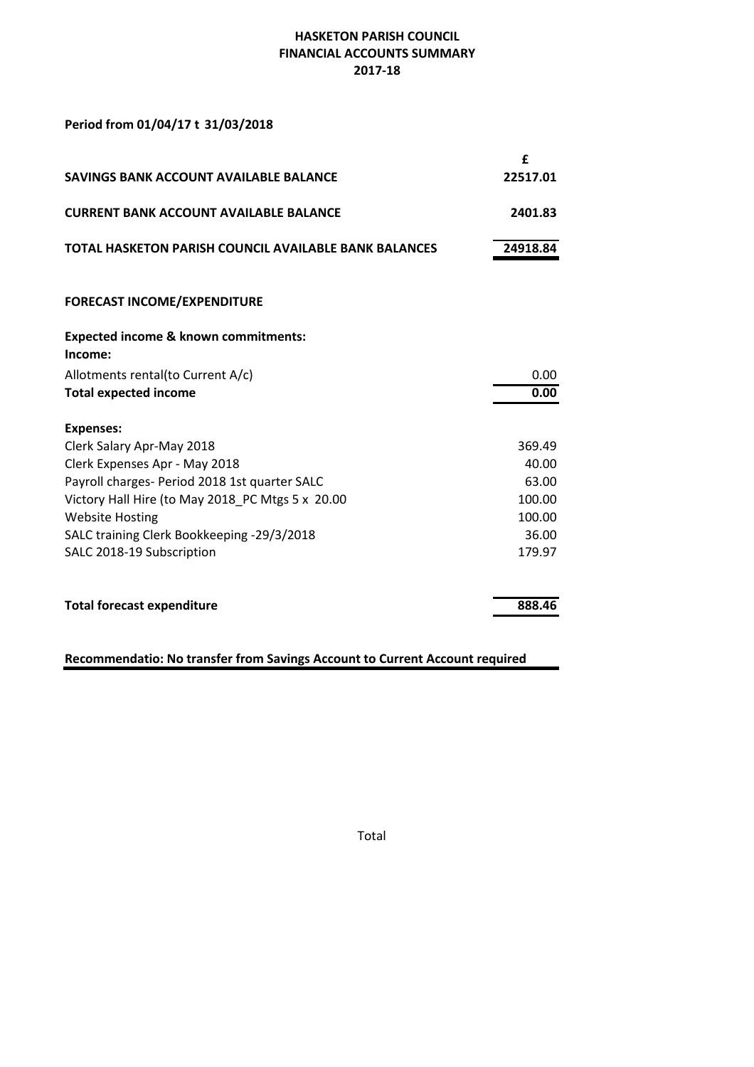**HASKETON PARISH COUNCIL**
**FINANCIAL ACCOUNTS SUMMARY**
**2017-18**

**Period from 01/04/17 t 31/03/2018**

| | £ |
|---|---|
| **SAVINGS BANK ACCOUNT AVAILABLE BALANCE** | **22517.01** |
| **CURRENT BANK ACCOUNT AVAILABLE BALANCE** | **2401.83** |
| **TOTAL HASKETON PARISH COUNCIL AVAILABLE BANK BALANCES** | **24918.84** |

**FORECAST INCOME/EXPENDITURE**

| **Expected income & known commitments:** | |
|---|---|
| **Income:** | |
| Allotments rental(to Current A/c) | 0.00 |
| **Total expected income** | **0.00** |
| **Expenses:** | |
| Clerk Salary Apr-May 2018 | 369.49 |
| Clerk Expenses Apr - May 2018 | 40.00 |
| Payroll charges- Period 2018 1st quarter SALC | 63.00 |
| Victory Hall Hire (to May 2018_PC Mtgs 5 x 20.00 | 100.00 |
| Website Hosting | 100.00 |
| SALC training Clerk Bookkeeping -29/3/2018 | 36.00 |
| SALC 2018-19 Subscription | 179.97 |
| **Total forecast expenditure** | **888.46** |

**Recommendatio: No transfer from Savings Account to Current Account required**

Total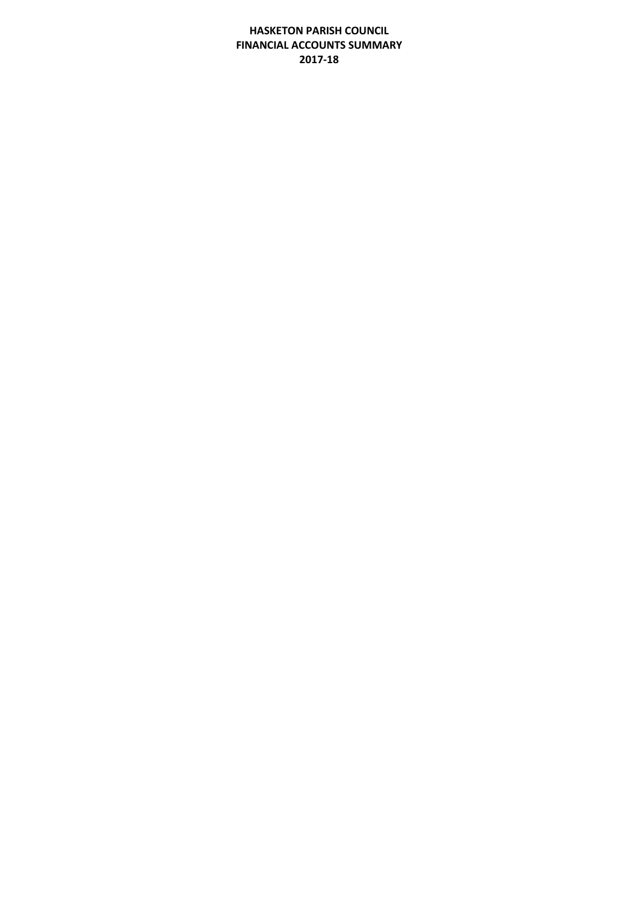**HASKETON PARISH COUNCIL**
**FINANCIAL ACCOUNTS SUMMARY**
**2017-18**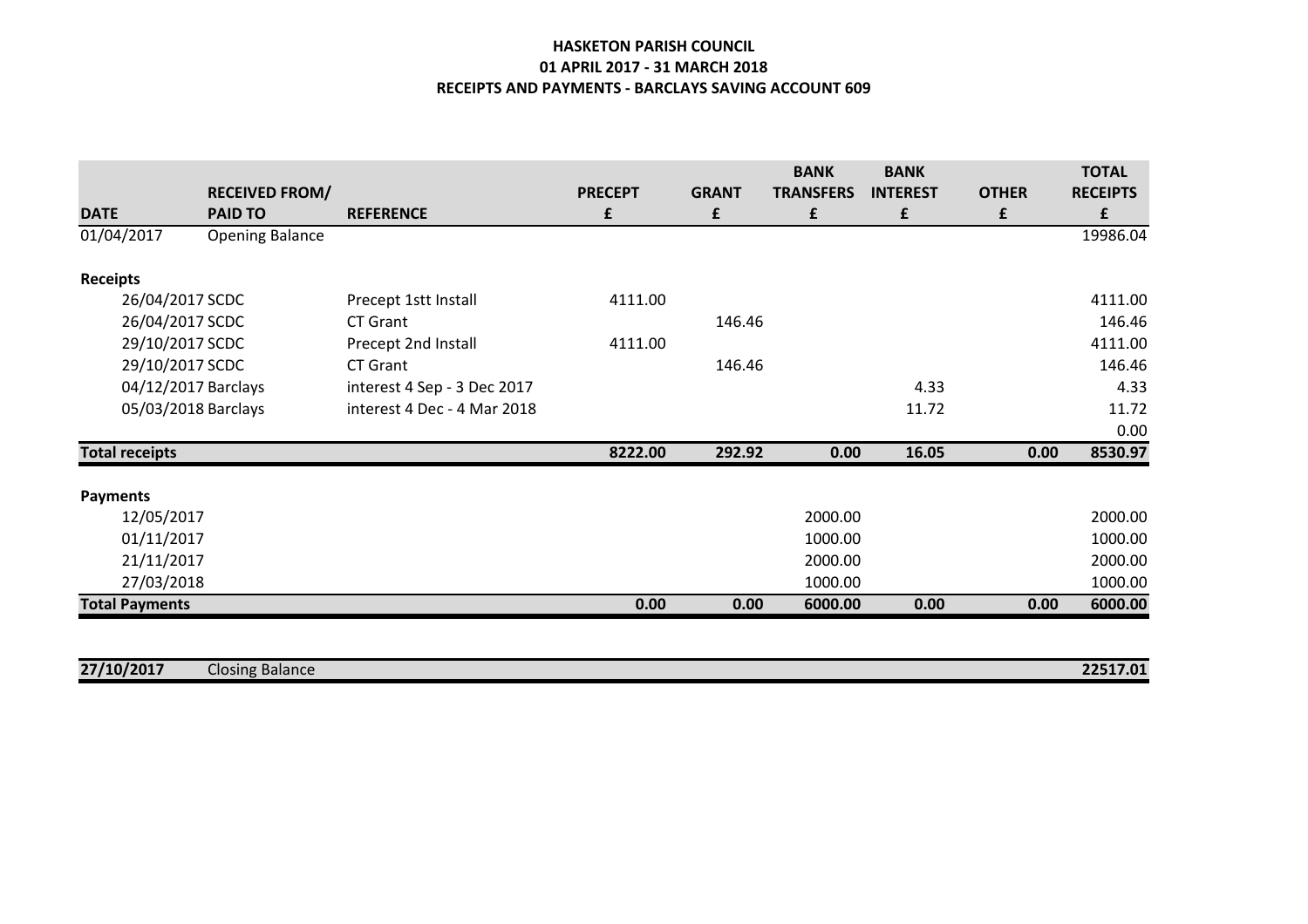**HASKETON PARISH COUNCIL**
**01 APRIL 2017 - 31 MARCH 2018**
**RECEIPTS AND PAYMENTS - BARCLAYS SAVING ACCOUNT 609**

| DATE | RECEIVED FROM/ PAID TO | REFERENCE | PRECEPT £ | GRANT £ | BANK TRANSFERS £ | BANK INTEREST £ | OTHER £ | TOTAL RECEIPTS £ |
|---|---|---|---|---|---|---|---|---|
| 01/04/2017 | Opening Balance | | | | | | | 19986.04 |
| **Receipts** | | | | | | | | |
| 26/04/2017 | SCDC | Precept 1stt Install | 4111.00 | | | | | 4111.00 |
| 26/04/2017 | SCDC | CT Grant | | 146.46 | | | | 146.46 |
| 29/10/2017 | SCDC | Precept 2nd Install | 4111.00 | | | | | 4111.00 |
| 29/10/2017 | SCDC | CT Grant | | 146.46 | | | | 146.46 |
| 04/12/2017 | Barclays | interest 4 Sep - 3 Dec 2017 | | | | 4.33 | | 4.33 |
| 05/03/2018 | Barclays | interest 4 Dec - 4 Mar 2018 | | | | 11.72 | | 11.72 |
| | | | | | | | | 0.00 |
| **Total receipts** | | | **8222.00** | **292.92** | **0.00** | **16.05** | **0.00** | **8530.97** |
| **Payments** | | | | | | | | |
| 12/05/2017 | | | | | 2000.00 | | | 2000.00 |
| 01/11/2017 | | | | | 1000.00 | | | 1000.00 |
| 21/11/2017 | | | | | 2000.00 | | | 2000.00 |
| 27/03/2018 | | | | | 1000.00 | | | 1000.00 |
| **Total Payments** | | | **0.00** | **0.00** | **6000.00** | **0.00** | **0.00** | **6000.00** |
| **27/10/2017** | Closing Balance | | | | | | | **22517.01** |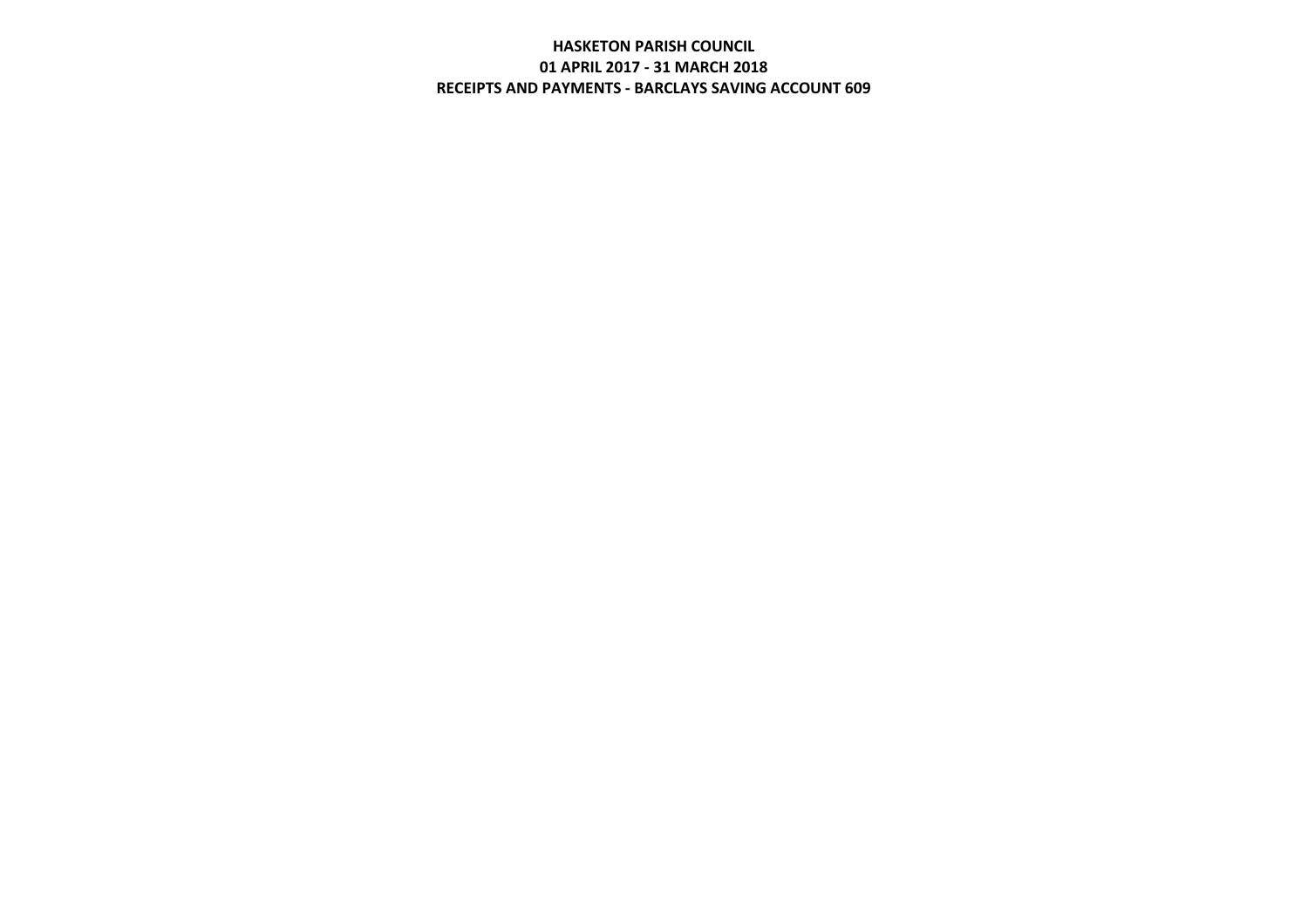**HASKETON PARISH COUNCIL**

**01 APRIL 2017 - 31 MARCH 2018**

**RECEIPTS AND PAYMENTS - BARCLAYS SAVING ACCOUNT 609**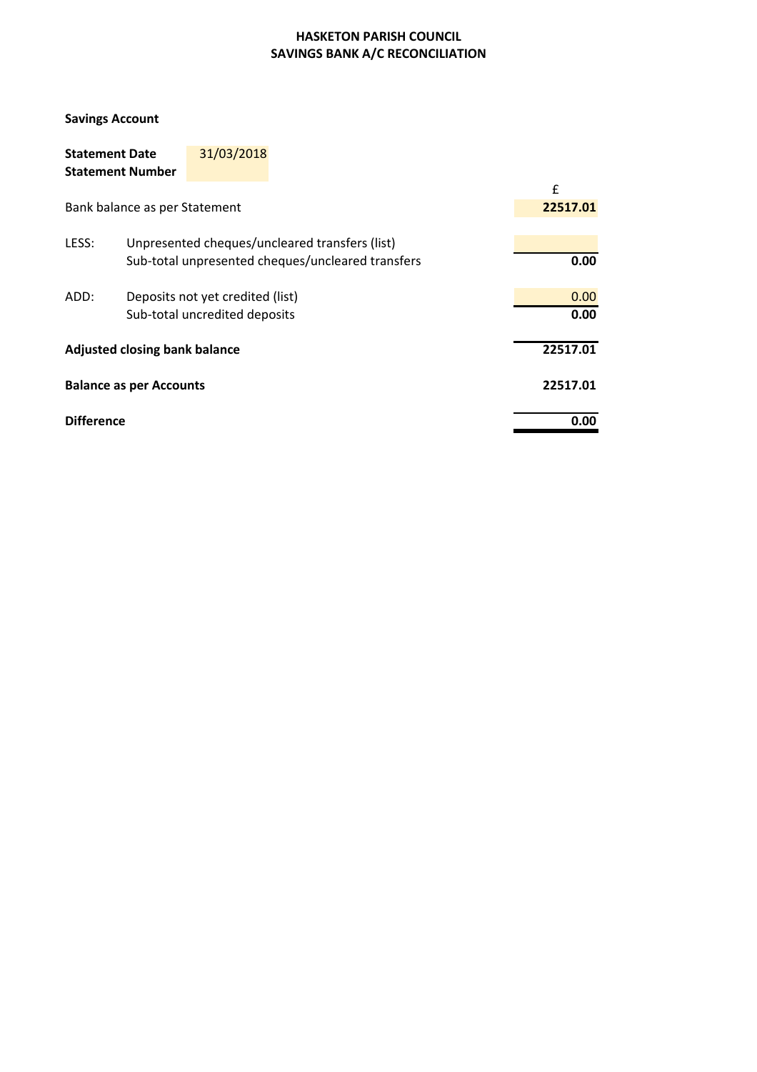**HASKETON PARISH COUNCIL**
**SAVINGS BANK A/C RECONCILIATION**

**Savings Account**

| | |
|---|---|
| **Statement Date** | 31/03/2018 |
| **Statement Number** | |

| | | £ |
|---|---|---|
| Bank balance as per Statement | | **22517.01** |
| LESS: | Unpresented cheques/uncleared transfers (list) | |
| | Sub-total unpresented cheques/uncleared transfers | **0.00** |
| ADD: | Deposits not yet credited (list) | 0.00 |
| | Sub-total uncredited deposits | **0.00** |
| **Adjusted closing bank balance** | | **22517.01** |
| **Balance as per Accounts** | | **22517.01** |
| **Difference** | | **0.00** |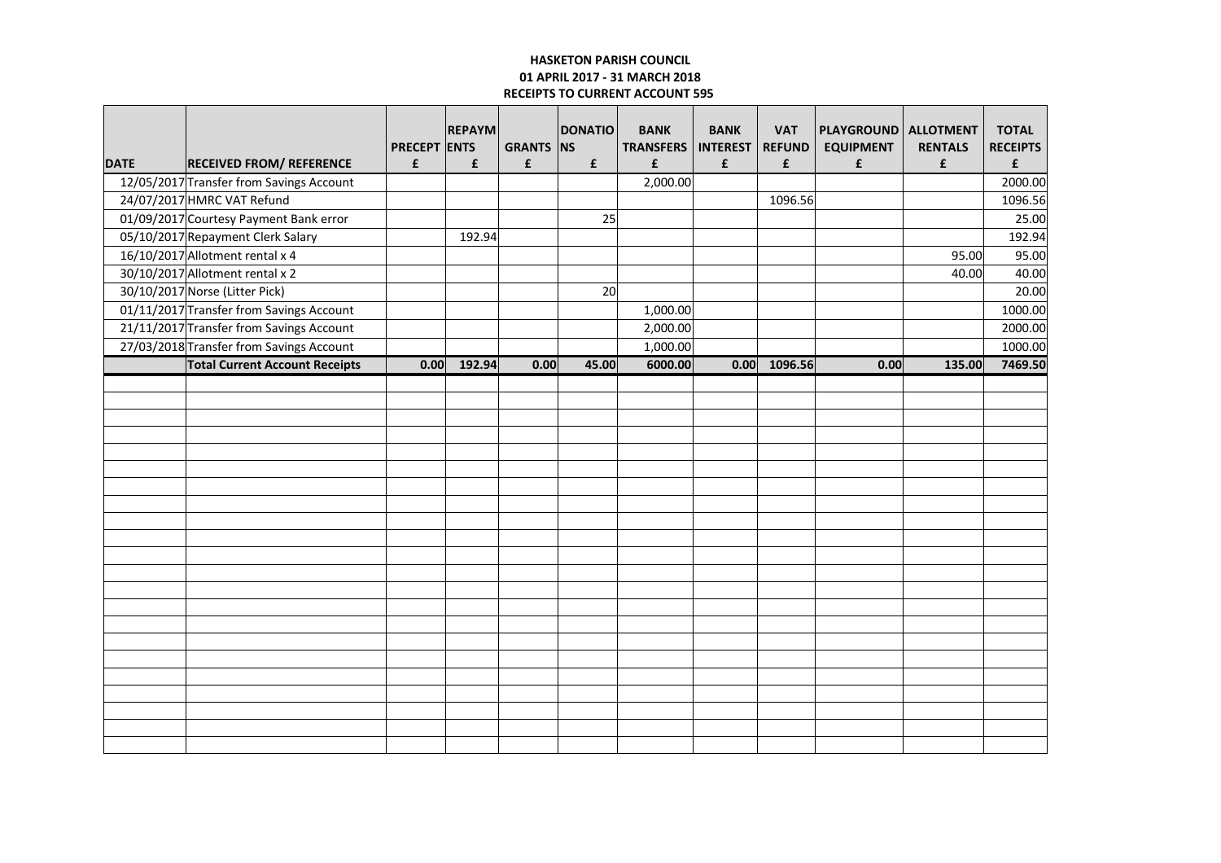**HASKETON PARISH COUNCIL**
**01 APRIL 2017 - 31 MARCH 2018**
**RECEIPTS TO CURRENT ACCOUNT 595**

| DATE | RECEIVED FROM/ REFERENCE | PRECEPT £ | REPAYMENTS £ | GRANTS £ | DONATIONS £ | BANK TRANSFERS £ | BANK INTEREST £ | VAT REFUND £ | PLAYGROUND EQUIPMENT £ | ALLOTMENT RENTALS £ | TOTAL RECEIPTS £ |
|---|---|---|---|---|---|---|---|---|---|---|---|
| 12/05/2017 | Transfer from Savings Account | | | | | 2,000.00 | | | | | 2000.00 |
| 24/07/2017 | HMRC VAT Refund | | | | | | | 1096.56 | | | 1096.56 |
| 01/09/2017 | Courtesy Payment Bank error | | | | 25 | | | | | | 25.00 |
| 05/10/2017 | Repayment Clerk Salary | | 192.94 | | | | | | | | 192.94 |
| 16/10/2017 | Allotment rental x 4 | | | | | | | | | 95.00 | 95.00 |
| 30/10/2017 | Allotment rental x 2 | | | | | | | | | 40.00 | 40.00 |
| 30/10/2017 | Norse (Litter Pick) | | | | 20 | | | | | | 20.00 |
| 01/11/2017 | Transfer from Savings Account | | | | | 1,000.00 | | | | | 1000.00 |
| 21/11/2017 | Transfer from Savings Account | | | | | 2,000.00 | | | | | 2000.00 |
| 27/03/2018 | Transfer from Savings Account | | | | | 1,000.00 | | | | | 1000.00 |
| | **Total Current Account Receipts** | **0.00** | **192.94** | **0.00** | **45.00** | **6000.00** | **0.00** | **1096.56** | **0.00** | **135.00** | **7469.50** |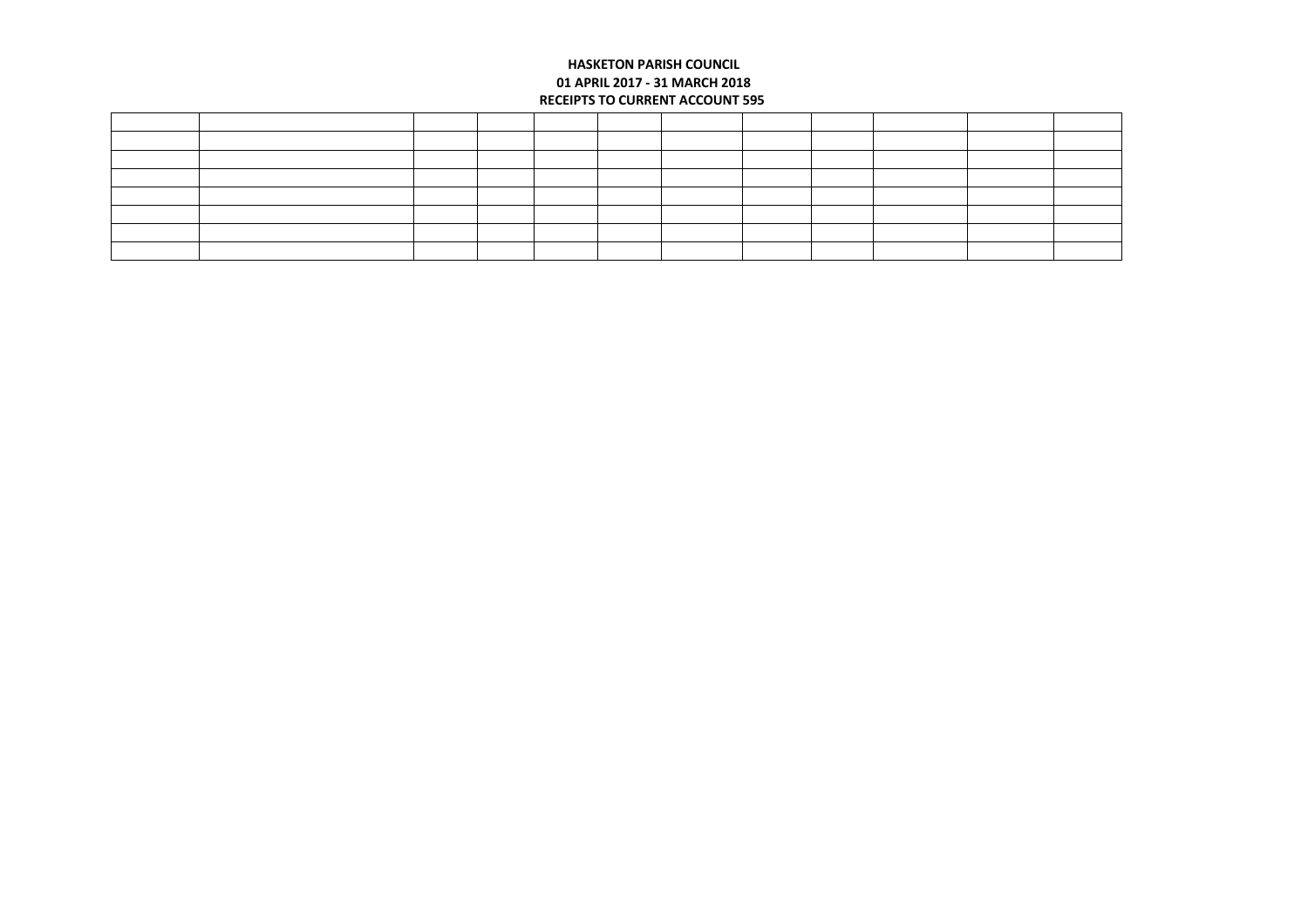**HASKETON PARISH COUNCIL**
**01 APRIL 2017 - 31 MARCH 2018**
**RECEIPTS TO CURRENT ACCOUNT 595**

| | | | | | | | | | | | |
|---|---|---|---|---|---|---|---|---|---|---|---|
| | | | | | | | | | | | |
| | | | | | | | | | | | |
| | | | | | | | | | | | |
| | | | | | | | | | | | |
| | | | | | | | | | | | |
| | | | | | | | | | | | |
| | | | | | | | | | | | |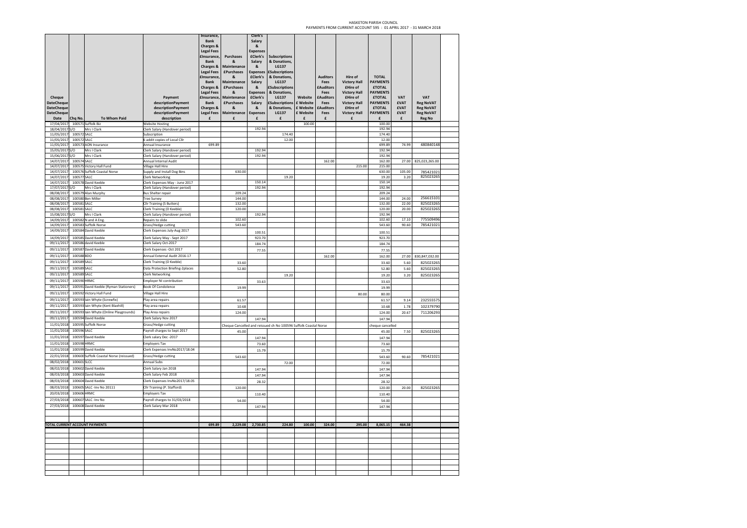# HASKETON PARISH COUNCIL

## PAYMENTS FROM CURRENT ACCOUNT 595 : 01 APRIL 2017 - 31 MARCH 2018

| Cheque Date | Chq No. | To Whom Paid | Payment description | Insurance, Bank Charges & Legal Fees £ | Purchases & Maintenance £ | Clerk's Salary & Expenses £ | Subscriptions & Donations, LG137 £ | Website £ | Auditors Fees £ | Hire of Victory Hall £ | TOTAL PAYMENTS £ | VAT £ | VAT Reg No |
|---|---|---|---|---|---|---|---|---|---|---|---|---|---|
| 17/04/2017 | 100571 | Suffolk Biz | Website Hosting | | | | | 100.00 | | | 100.00 | | |
| 18/04/2017 | S/O | Mrs I Clark | Clerk Salary (Handover period) | | | 192.94 | | | | | 192.94 | | |
| 11/05/2017 | 100572 | SALC | Subscription | | | | 174.40 | | | | 174.40 | | |
| 11/05/2017 | 100572 | SALC | 6 addit copies of Local Cllr | | | | 12.00 | | | | 12.00 | | |
| 11/05/2017 | 100573 | AON Insurance | Annual Insurance | 699.89 | | | | | | | 699.89 | 74.99 | 480840148 |
| 15/05/2017 | S/O | Mrs I Clark | Clerk Salary (Handover period) | | | 192.94 | | | | | 192.94 | | |
| 15/06/2017 | S/O | Mrs I Clark | Clerk Salary (Handover period) | | | 192.94 | | | | | 192.94 | | |
| 14/07/2017 | 100574 | SALC | Annual Internal Audit | | | | | | 162.00 | | 162.00 | 27.00 | 825,023,265.00 |
| 14/07/2017 | 100575 | Victory Hall Fund | Village Hall Hire | | | | | | | 215.00 | 215.00 | | |
| 14/07/2017 | 100576 | Suffolk Coastal Norse | Supply and Install Dog Bins | | 630.00 | | | | | | 630.00 | 105.00 | 785421021 |
| 14/07/2017 | 100577 | SALC | Clerk Networking | | | | 19.20 | | | | 19.20 | 3.20 | 825023265 |
| 14/07/2017 | 100578 | David Keeble | Clerk Expenses May - June 2017 | | | 150.14 | | | | | 150.14 | | |
| 17/07/2017 | S/O | Mrs I Clark | Clerk Salary (Handover period) | | | 192.94 | | | | | 192.94 | | |
| 08/08/2017 | 100579 | Alan Murphy | Bus Shelter repair | | 209.24 | | | | | | 209.24 | | |
| 08/08/2017 | 100580 | Ben Miller | Tree Survey | | 144.00 | | | | | | 144.00 | 24.00 | 256615101 |
| 08/08/2017 | 100581 | SALC | Cllr Training (S Butters) | | 132.00 | | | | | | 132.00 | 22.00 | 825023265 |
| 08/08/2017 | 100581 | SALC | Clerk Training (D Keeble) | | 120.00 | | | | | | 120.00 | 20.00 | 825023265 |
| 15/08/2017 | S/O | Mrs I Clark | Clerk Salary (Handover period) | | | 192.94 | | | | | 192.94 | | |
| 14/09/2017 | 100582 | N and A Eng. | Repairs to slide | | 102.60 | | | | | | 102.60 | 17.10 | 775509496 |
| 14/09/2017 | 100583 | Suffolk Norse | Grass/Hedge cutting | | 543.60 | | | | | | 543.60 | 90.60 | 785421021 |
| 14/09/2017 | 100584 | David Keeble | Clerk Expenses July-Aug 2017 | | | 100.51 | | | | | 100.51 | | |
| 14/09/2017 | 100585 | David Keeble | Clerk Salary May - Sept 2017 | | | 923.70 | | | | | 923.70 | | |
| 09/11/2017 | 100586 | david Keeble | Clerk Salary Oct-2017 | | | 184.74 | | | | | 184.74 | | |
| 09/11/2017 | 100587 | David Keeble | Clerk Expenses -Oct 2017 | | | 77.55 | | | | | 77.55 | | |
| 09/11/2017 | 100588 | BDO | Annual External Audit 2016-17 | | | | | | 162.00 | | 162.00 | 27.00 | 830,847,032.00 |
| 09/11/2017 | 100589 | SALC | Clerk Training (D Keeble) | | 33.60 | | | | | | 33.60 | 5.60 | 825023265 |
| 09/11/2017 | 100589 | SALC | Data Protection Briefing-2places | | 52.80 | | | | | | 52.80 | 5.60 | 825023265 |
| 09/11/2017 | 100589 | SALC | Clerk Networking | | | | 19.20 | | | | 19.20 | 3.20 | 825023265 |
| 09/11/2017 | 100590 | HRMC | Employer NI contribution | | | 33.63 | | | | | 33.63 | | |
| 09/11/2017 | 100591 | David Keeble (Ryman Stationers) | Book Of Condolence | | 19.99 | | | | | | 19.99 | | |
| 09/11/2017 | 100592 | Victory Hall Fund | Village Hall Hire | | | | | | | 80.00 | 80.00 | | |
| 09/11/2017 | 100593 | Iain Whyte (Screwfix) | Play area repairs | | 61.57 | | | | | | 61.57 | 9.14 | 232555575 |
| 09/11/2017 | 100593 | Iain Whyte (Kent Blaxhill) | Play area repairs | | 10.68 | | | | | | 10.68 | 1.78 | 102379790 |
| 09/11/2017 | 100593 | Iain Whyte (Online Playgrounds) | Play Area repairs | | 124.00 | | | | | | 124.00 | 20.67 | 711206293 |
| 09/11/2017 | 100594 | David Keeble | Clerk Salary Nov 2017 | | | 147.94 | | | | | 147.94 | | |
| 11/01/2018 | 100595 | Suffolk Norse | Grass/Hedge cutting | | Cheque Cancelled and reissued ch No 100596 Suffolk Coastal Norse | | | | | | cheque cancelled | | |
| 11/01/2018 | 100596 | SALC | Payroll charges to Sept 2017 | | 45.00 | | | | | | 45.00 | 7.50 | 825023265 |
| 11/01/2018 | 100597 | David Keeble | Clerk salary Dec -2017 | | | 147.94 | | | | | 147.94 | | |
| 11/01/2018 | 100598 | HRMC | Employers Tax | | | 73.60 | | | | | 73.60 | | |
| 11/01/2018 | 100599 | David Keeble | Clerk Expenses InvNo2017/18.04 | | | 15.79 | | | | | 15.79 | | |
| 22/01/2018 | 100600 | Suffolk Coastal Norse (reissued) | Grass/Hedge cutting | | 543.60 | | | | | | 543.60 | 90.60 | 785421021 |
| 08/02/2018 | 100601 | SLCC | Annual Subs | | | | 72.00 | | | | 72.00 | | |
| 08/02/2018 | 100602 | David Keeble | Clerk Salary Jan 2018 | | | 147.94 | | | | | 147.94 | | |
| 08/03/2018 | 100603 | David Keeble | Clerk Salary Feb 2018 | | | 147.94 | | | | | 147.94 | | |
| 08/03/2018 | 100604 | David Keeble | Clerk Expenses InvNo2017/18.05 | | | 28.32 | | | | | 28.32 | | |
| 08/03/2018 | 100605 | SALC -Inv No 20111 | Cllr Training (P. Stafford) | | 120.00 | | | | | | 120.00 | 20.00 | 825023265 |
| 20/03/2018 | 100606 | HRMC | Employers Tax | | | 110.40 | | | | | 110.40 | | |
| 27/03/2018 | 100607 | SALC -Inv No | Payroll charges to 31/03/2018 | | 54.00 | | | | | | 54.00 | | |
| 27/03/2018 | 100608 | David Keeble | Clerk Salary Mar 2018 | | | 147.94 | | | | | 147.94 | | |
| **TOTAL CURRENT ACCOUNT PAYMENTS** | | | | **699.89** | **2,229.08** | **2,730.85** | **224.80** | **100.00** | **324.00** | **295.00** | **8,065.15** | **464.38** | |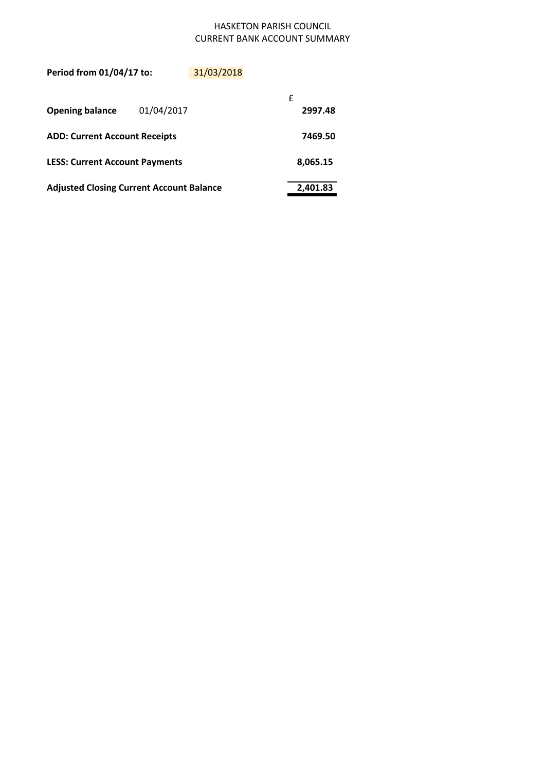# HASKETON PARISH COUNCIL
## CURRENT BANK ACCOUNT SUMMARY

**Period from 01/04/17 to:** 31/03/2018

| | | £ |
|---|---|---|
| **Opening balance** | 01/04/2017 | **2997.48** |
| **ADD: Current Account Receipts** | | **7469.50** |
| **LESS: Current Account Payments** | | **8,065.15** |
| **Adjusted Closing Current Account Balance** | | **2,401.83** |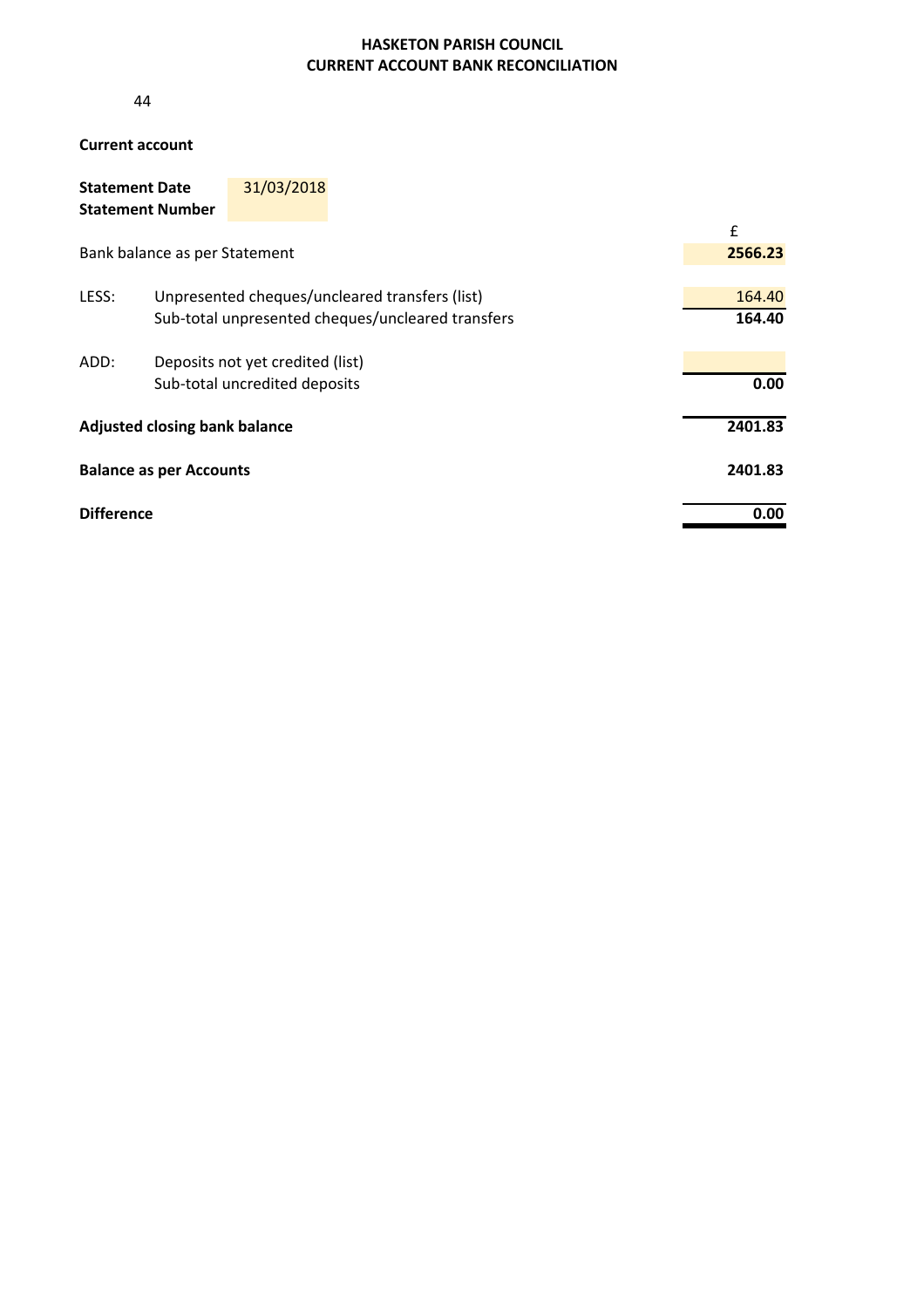# HASKETON PARISH COUNCIL
## CURRENT ACCOUNT BANK RECONCILIATION

44

**Current account**

| | | |
|---|---|---|
| **Statement Date** | 31/03/2018 | |
| **Statement Number** | | |
| | | £ |
| Bank balance as per Statement | | **2566.23** |
| LESS: | Unpresented cheques/uncleared transfers (list) | 164.40 |
| | Sub-total unpresented cheques/uncleared transfers | **164.40** |
| ADD: | Deposits not yet credited (list) | |
| | Sub-total uncredited deposits | **0.00** |
| **Adjusted closing bank balance** | | **2401.83** |
| **Balance as per Accounts** | | **2401.83** |
| **Difference** | | **0.00** |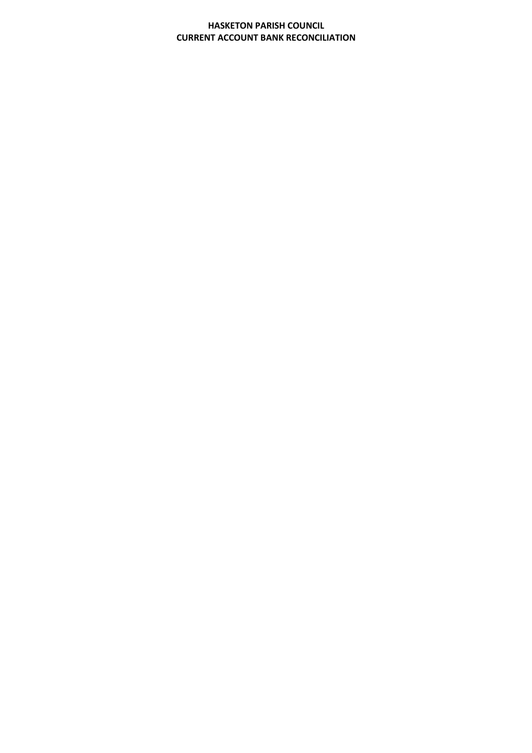**HASKETON PARISH COUNCIL**
**CURRENT ACCOUNT BANK RECONCILIATION**